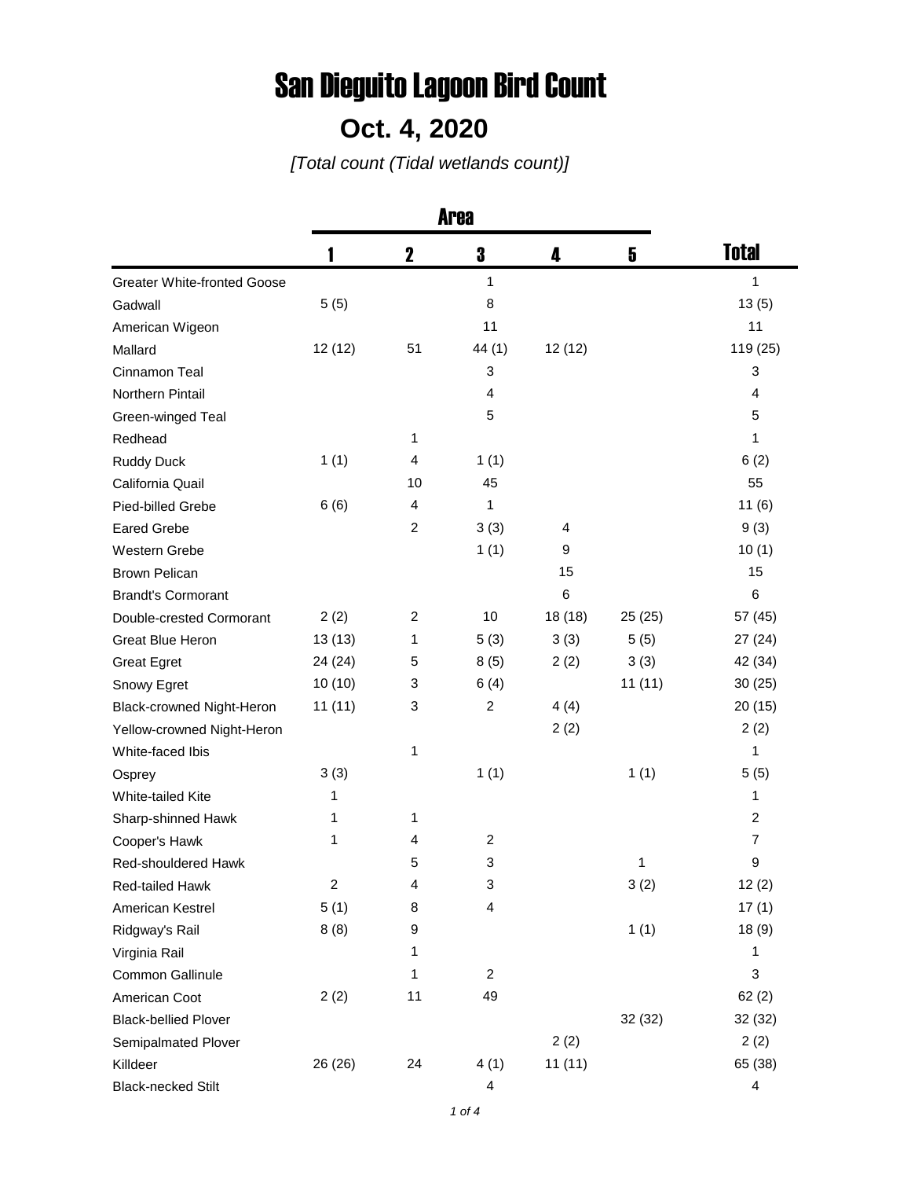# San Dieguito Lagoon Bird Count

## Oct. 4, 2020

*[Total count (Tidal wetlands count)]*

| | Area | | | | | |
|---|---|---|---|---|---|---|
| | 1 | 2 | 3 | 4 | 5 | Total |
| Greater White-fronted Goose | | | 1 | | | 1 |
| Gadwall | 5 (5) | | 8 | | | 13 (5) |
| American Wigeon | | | 11 | | | 11 |
| Mallard | 12 (12) | 51 | 44 (1) | 12 (12) | | 119 (25) |
| Cinnamon Teal | | | 3 | | | 3 |
| Northern Pintail | | | 4 | | | 4 |
| Green-winged Teal | | | 5 | | | 5 |
| Redhead | | 1 | | | | 1 |
| Ruddy Duck | 1 (1) | 4 | 1 (1) | | | 6 (2) |
| California Quail | | 10 | 45 | | | 55 |
| Pied-billed Grebe | 6 (6) | 4 | 1 | | | 11 (6) |
| Eared Grebe | | 2 | 3 (3) | 4 | | 9 (3) |
| Western Grebe | | | 1 (1) | 9 | | 10 (1) |
| Brown Pelican | | | | 15 | | 15 |
| Brandt's Cormorant | | | | 6 | | 6 |
| Double-crested Cormorant | 2 (2) | 2 | 10 | 18 (18) | 25 (25) | 57 (45) |
| Great Blue Heron | 13 (13) | 1 | 5 (3) | 3 (3) | 5 (5) | 27 (24) |
| Great Egret | 24 (24) | 5 | 8 (5) | 2 (2) | 3 (3) | 42 (34) |
| Snowy Egret | 10 (10) | 3 | 6 (4) | | 11 (11) | 30 (25) |
| Black-crowned Night-Heron | 11 (11) | 3 | 2 | 4 (4) | | 20 (15) |
| Yellow-crowned Night-Heron | | | | 2 (2) | | 2 (2) |
| White-faced Ibis | | 1 | | | | 1 |
| Osprey | 3 (3) | | 1 (1) | | 1 (1) | 5 (5) |
| White-tailed Kite | 1 | | | | | 1 |
| Sharp-shinned Hawk | 1 | 1 | | | | 2 |
| Cooper's Hawk | 1 | 4 | 2 | | | 7 |
| Red-shouldered Hawk | | 5 | 3 | | 1 | 9 |
| Red-tailed Hawk | 2 | 4 | 3 | | 3 (2) | 12 (2) |
| American Kestrel | 5 (1) | 8 | 4 | | | 17 (1) |
| Ridgway's Rail | 8 (8) | 9 | | | 1 (1) | 18 (9) |
| Virginia Rail | | 1 | | | | 1 |
| Common Gallinule | | 1 | 2 | | | 3 |
| American Coot | 2 (2) | 11 | 49 | | | 62 (2) |
| Black-bellied Plover | | | | | 32 (32) | 32 (32) |
| Semipalmated Plover | | | | 2 (2) | | 2 (2) |
| Killdeer | 26 (26) | 24 | 4 (1) | 11 (11) | | 65 (38) |
| Black-necked Stilt | | | 4 | | | 4 |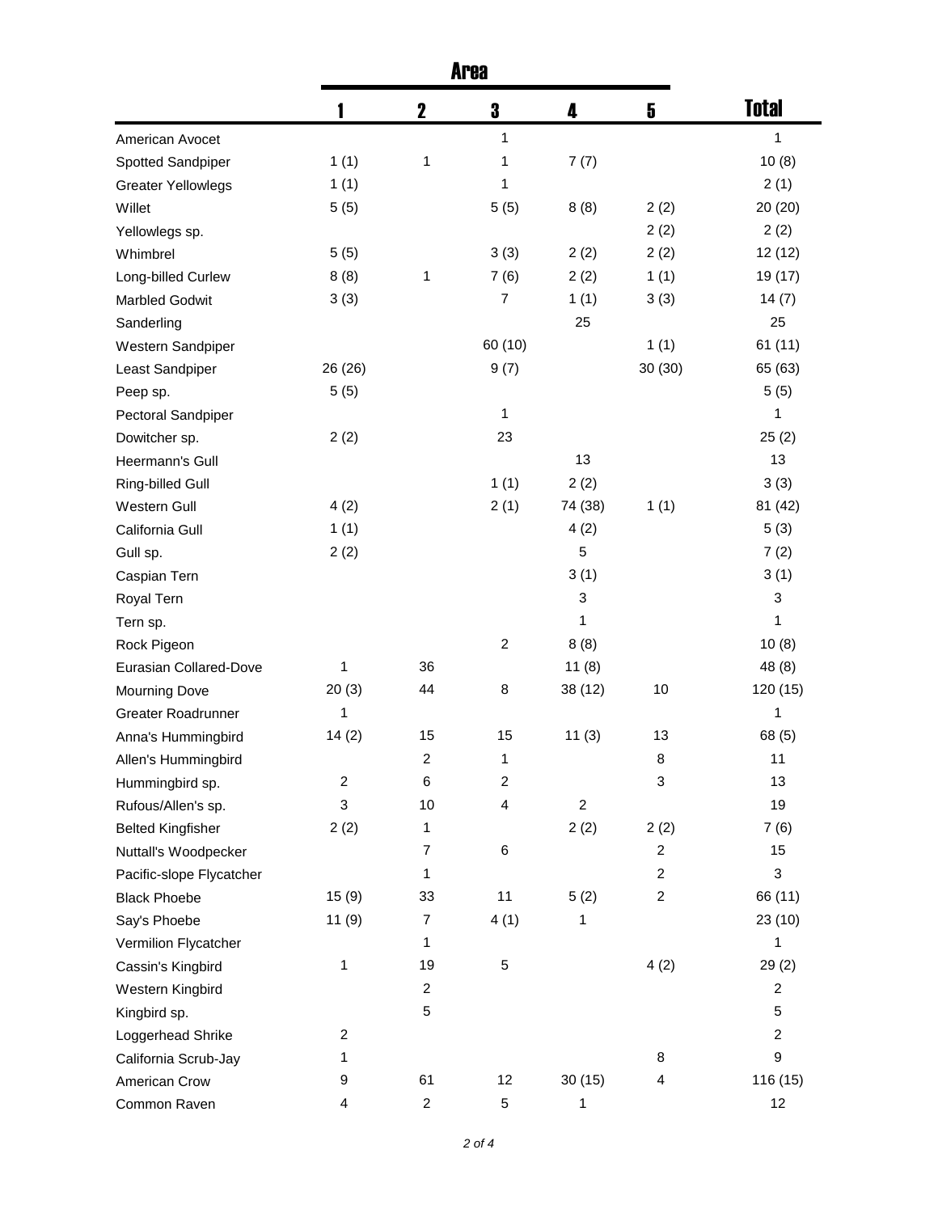| | Area | | | | | Total |
|---|---|---|---|---|---|---|
| | 1 | 2 | 3 | 4 | 5 | |
| American Avocet | | | 1 | | | 1 |
| Spotted Sandpiper | 1 (1) | 1 | 1 | 7 (7) | | 10 (8) |
| Greater Yellowlegs | 1 (1) | | 1 | | | 2 (1) |
| Willet | 5 (5) | | 5 (5) | 8 (8) | 2 (2) | 20 (20) |
| Yellowlegs sp. | | | | | 2 (2) | 2 (2) |
| Whimbrel | 5 (5) | | 3 (3) | 2 (2) | 2 (2) | 12 (12) |
| Long-billed Curlew | 8 (8) | 1 | 7 (6) | 2 (2) | 1 (1) | 19 (17) |
| Marbled Godwit | 3 (3) | | 7 | 1 (1) | 3 (3) | 14 (7) |
| Sanderling | | | | 25 | | 25 |
| Western Sandpiper | | | 60 (10) | | 1 (1) | 61 (11) |
| Least Sandpiper | 26 (26) | | 9 (7) | | 30 (30) | 65 (63) |
| Peep sp. | 5 (5) | | | | | 5 (5) |
| Pectoral Sandpiper | | | 1 | | | 1 |
| Dowitcher sp. | 2 (2) | | 23 | | | 25 (2) |
| Heermann's Gull | | | | 13 | | 13 |
| Ring-billed Gull | | | 1 (1) | 2 (2) | | 3 (3) |
| Western Gull | 4 (2) | | 2 (1) | 74 (38) | 1 (1) | 81 (42) |
| California Gull | 1 (1) | | | 4 (2) | | 5 (3) |
| Gull sp. | 2 (2) | | | 5 | | 7 (2) |
| Caspian Tern | | | | 3 (1) | | 3 (1) |
| Royal Tern | | | | 3 | | 3 |
| Tern sp. | | | | 1 | | 1 |
| Rock Pigeon | | | 2 | 8 (8) | | 10 (8) |
| Eurasian Collared-Dove | 1 | 36 | | 11 (8) | | 48 (8) |
| Mourning Dove | 20 (3) | 44 | 8 | 38 (12) | 10 | 120 (15) |
| Greater Roadrunner | 1 | | | | | 1 |
| Anna's Hummingbird | 14 (2) | 15 | 15 | 11 (3) | 13 | 68 (5) |
| Allen's Hummingbird | | 2 | 1 | | 8 | 11 |
| Hummingbird sp. | 2 | 6 | 2 | | 3 | 13 |
| Rufous/Allen's sp. | 3 | 10 | 4 | 2 | | 19 |
| Belted Kingfisher | 2 (2) | 1 | | 2 (2) | 2 (2) | 7 (6) |
| Nuttall's Woodpecker | | 7 | 6 | | 2 | 15 |
| Pacific-slope Flycatcher | | 1 | | | 2 | 3 |
| Black Phoebe | 15 (9) | 33 | 11 | 5 (2) | 2 | 66 (11) |
| Say's Phoebe | 11 (9) | 7 | 4 (1) | 1 | | 23 (10) |
| Vermilion Flycatcher | | 1 | | | | 1 |
| Cassin's Kingbird | 1 | 19 | 5 | | 4 (2) | 29 (2) |
| Western Kingbird | | 2 | | | | 2 |
| Kingbird sp. | | 5 | | | | 5 |
| Loggerhead Shrike | 2 | | | | | 2 |
| California Scrub-Jay | 1 | | | | 8 | 9 |
| American Crow | 9 | 61 | 12 | 30 (15) | 4 | 116 (15) |
| Common Raven | 4 | 2 | 5 | 1 | | 12 |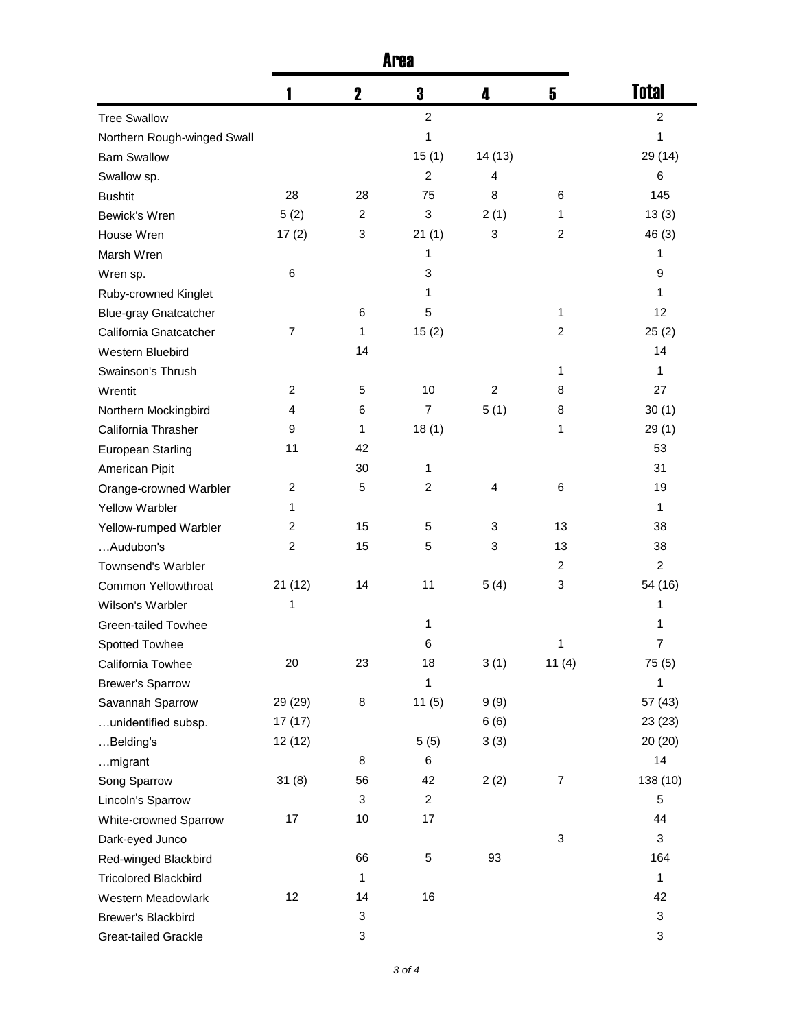| | Area | | | | | Total |
|---|---|---|---|---|---|---|
| | 1 | 2 | 3 | 4 | 5 | |
| Tree Swallow | | | 2 | | | 2 |
| Northern Rough-winged Swall | | | 1 | | | 1 |
| Barn Swallow | | | 15 (1) | 14 (13) | | 29 (14) |
| Swallow sp. | | | 2 | 4 | | 6 |
| Bushtit | 28 | 28 | 75 | 8 | 6 | 145 |
| Bewick's Wren | 5 (2) | 2 | 3 | 2 (1) | 1 | 13 (3) |
| House Wren | 17 (2) | 3 | 21 (1) | 3 | 2 | 46 (3) |
| Marsh Wren | | | 1 | | | 1 |
| Wren sp. | 6 | | 3 | | | 9 |
| Ruby-crowned Kinglet | | | 1 | | | 1 |
| Blue-gray Gnatcatcher | | 6 | 5 | | 1 | 12 |
| California Gnatcatcher | 7 | 1 | 15 (2) | | 2 | 25 (2) |
| Western Bluebird | | 14 | | | | 14 |
| Swainson's Thrush | | | | | 1 | 1 |
| Wrentit | 2 | 5 | 10 | 2 | 8 | 27 |
| Northern Mockingbird | 4 | 6 | 7 | 5 (1) | 8 | 30 (1) |
| California Thrasher | 9 | 1 | 18 (1) | | 1 | 29 (1) |
| European Starling | 11 | 42 | | | | 53 |
| American Pipit | | 30 | 1 | | | 31 |
| Orange-crowned Warbler | 2 | 5 | 2 | 4 | 6 | 19 |
| Yellow Warbler | 1 | | | | | 1 |
| Yellow-rumped Warbler | 2 | 15 | 5 | 3 | 13 | 38 |
| …Audubon's | 2 | 15 | 5 | 3 | 13 | 38 |
| Townsend's Warbler | | | | | 2 | 2 |
| Common Yellowthroat | 21 (12) | 14 | 11 | 5 (4) | 3 | 54 (16) |
| Wilson's Warbler | 1 | | | | | 1 |
| Green-tailed Towhee | | | 1 | | | 1 |
| Spotted Towhee | | | 6 | | 1 | 7 |
| California Towhee | 20 | 23 | 18 | 3 (1) | 11 (4) | 75 (5) |
| Brewer's Sparrow | | | 1 | | | 1 |
| Savannah Sparrow | 29 (29) | 8 | 11 (5) | 9 (9) | | 57 (43) |
| …unidentified subsp. | 17 (17) | | | 6 (6) | | 23 (23) |
| …Belding's | 12 (12) | | 5 (5) | 3 (3) | | 20 (20) |
| …migrant | | 8 | 6 | | | 14 |
| Song Sparrow | 31 (8) | 56 | 42 | 2 (2) | 7 | 138 (10) |
| Lincoln's Sparrow | | 3 | 2 | | | 5 |
| White-crowned Sparrow | 17 | 10 | 17 | | | 44 |
| Dark-eyed Junco | | | | | 3 | 3 |
| Red-winged Blackbird | | 66 | 5 | 93 | | 164 |
| Tricolored Blackbird | | 1 | | | | 1 |
| Western Meadowlark | 12 | 14 | 16 | | | 42 |
| Brewer's Blackbird | | 3 | | | | 3 |
| Great-tailed Grackle | | 3 | | | | 3 |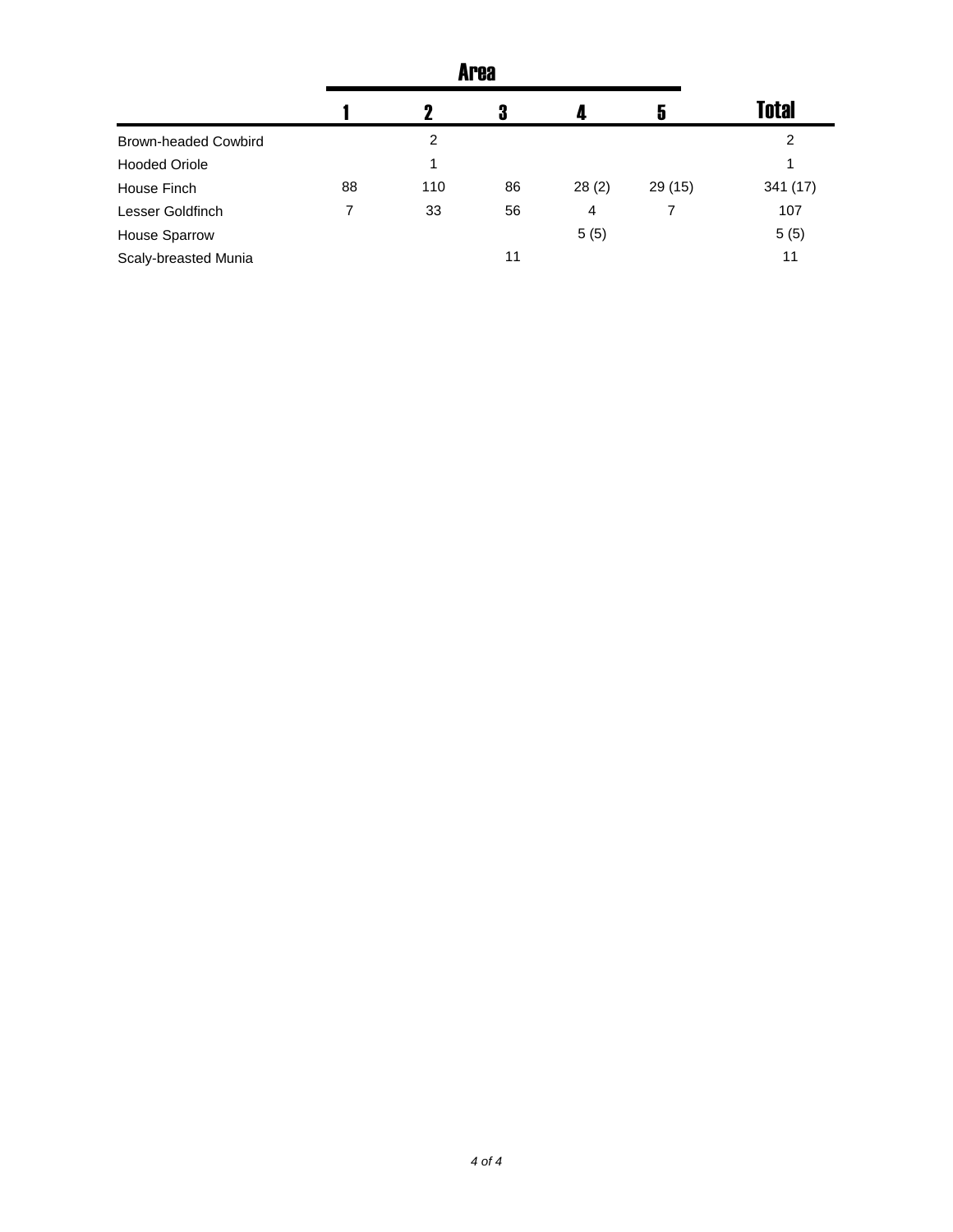| | Area | | | | | |
|---|---|---|---|---|---|---|
| | 1 | 2 | 3 | 4 | 5 | Total |
| Brown-headed Cowbird | | 2 | | | | 2 |
| Hooded Oriole | | 1 | | | | 1 |
| House Finch | 88 | 110 | 86 | 28 (2) | 29 (15) | 341 (17) |
| Lesser Goldfinch | 7 | 33 | 56 | 4 | 7 | 107 |
| House Sparrow | | | | 5 (5) | | 5 (5) |
| Scaly-breasted Munia | | | 11 | | | 11 |